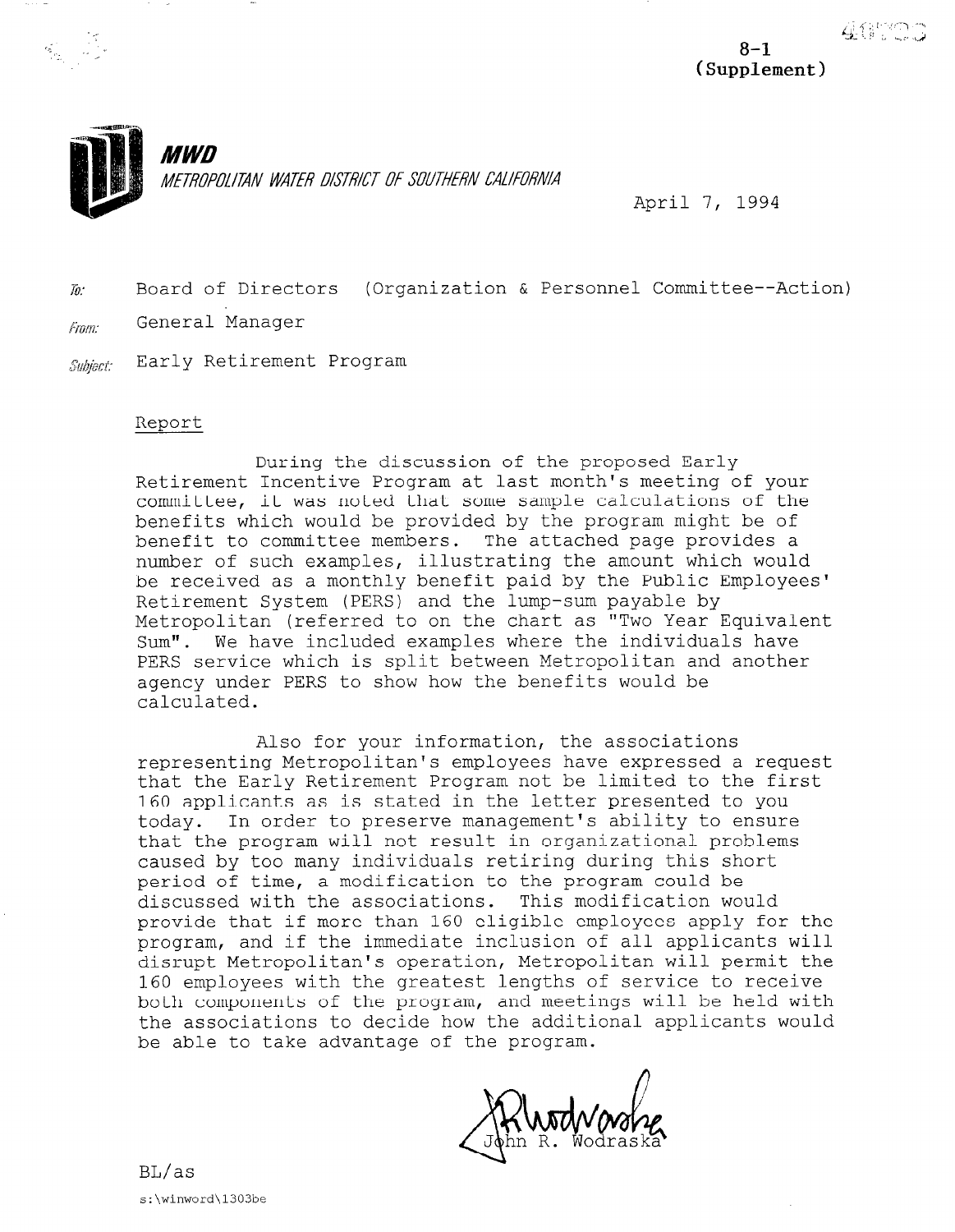8-1
(Supplement)

**MWD**
*METROPOLITAN WATER DISTRICT OF SOUTHERN CALIFORNIA*

April 7, 1994

*To:* Board of Directors (Organization & Personnel Committee--Action)

*From:* General Manager

*Subject:* Early Retirement Program

Report

During the discussion of the proposed Early Retirement Incentive Program at last month's meeting of your committee, it was noted that some sample calculations of the benefits which would be provided by the program might be of benefit to committee members. The attached page provides a number of such examples, illustrating the amount which would be received as a monthly benefit paid by the Public Employees' Retirement System (PERS) and the lump-sum payable by Metropolitan (referred to on the chart as "Two Year Equivalent Sum". We have included examples where the individuals have PERS service which is split between Metropolitan and another agency under PERS to show how the benefits would be calculated.

Also for your information, the associations representing Metropolitan's employees have expressed a request that the Early Retirement Program not be limited to the first 160 applicants as is stated in the letter presented to you today. In order to preserve management's ability to ensure that the program will not result in organizational problems caused by too many individuals retiring during this short period of time, a modification to the program could be discussed with the associations. This modification would provide that if more than 160 eligible employees apply for the program, and if the immediate inclusion of all applicants will disrupt Metropolitan's operation, Metropolitan will permit the 160 employees with the greatest lengths of service to receive both components of the program, and meetings will be held with the associations to decide how the additional applicants would be able to take advantage of the program.

John R. Wodraska

BL/as

s:\winword\1303be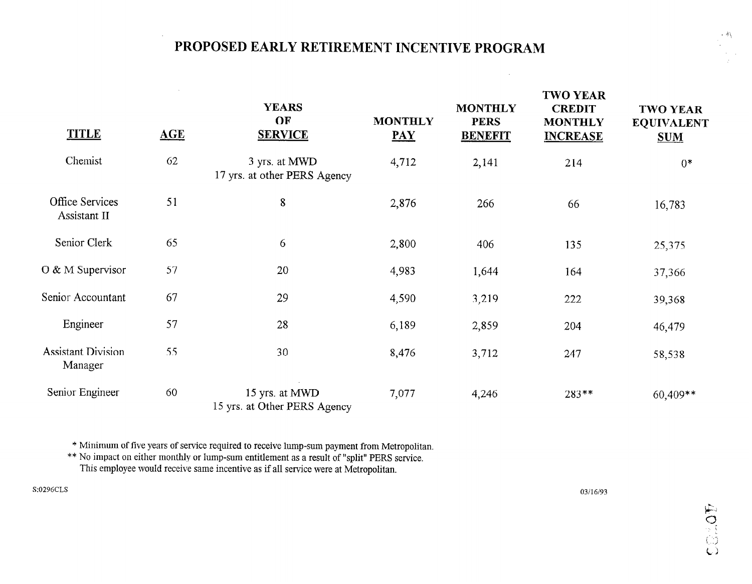# PROPOSED EARLY RETIREMENT INCENTIVE PROGRAM

| TITLE | AGE | YEARS OF SERVICE | MONTHLY PAY | MONTHLY PERS BENEFIT | TWO YEAR CREDIT MONTHLY INCREASE | TWO YEAR EQUIVALENT SUM |
|---|---|---|---|---|---|---|
| Chemist | 62 | 3 yrs. at MWD<br>17 yrs. at other PERS Agency | 4,712 | 2,141 | 214 | 0* |
| Office Services Assistant II | 51 | 8 | 2,876 | 266 | 66 | 16,783 |
| Senior Clerk | 65 | 6 | 2,800 | 406 | 135 | 25,375 |
| O & M Supervisor | 57 | 20 | 4,983 | 1,644 | 164 | 37,366 |
| Senior Accountant | 67 | 29 | 4,590 | 3,219 | 222 | 39,368 |
| Engineer | 57 | 28 | 6,189 | 2,859 | 204 | 46,479 |
| Assistant Division Manager | 55 | 30 | 8,476 | 3,712 | 247 | 58,538 |
| Senior Engineer | 60 | 15 yrs. at MWD<br>15 yrs. at Other PERS Agency | 7,077 | 4,246 | 283** | 60,409** |

\* Minimum of five years of service required to receive lump-sum payment from Metropolitan.

\*\* No impact on either monthly or lump-sum entitlement as a result of "split" PERS service. This employee would receive same incentive as if all service were at Metropolitan.

S:0296CLS

03/16/93